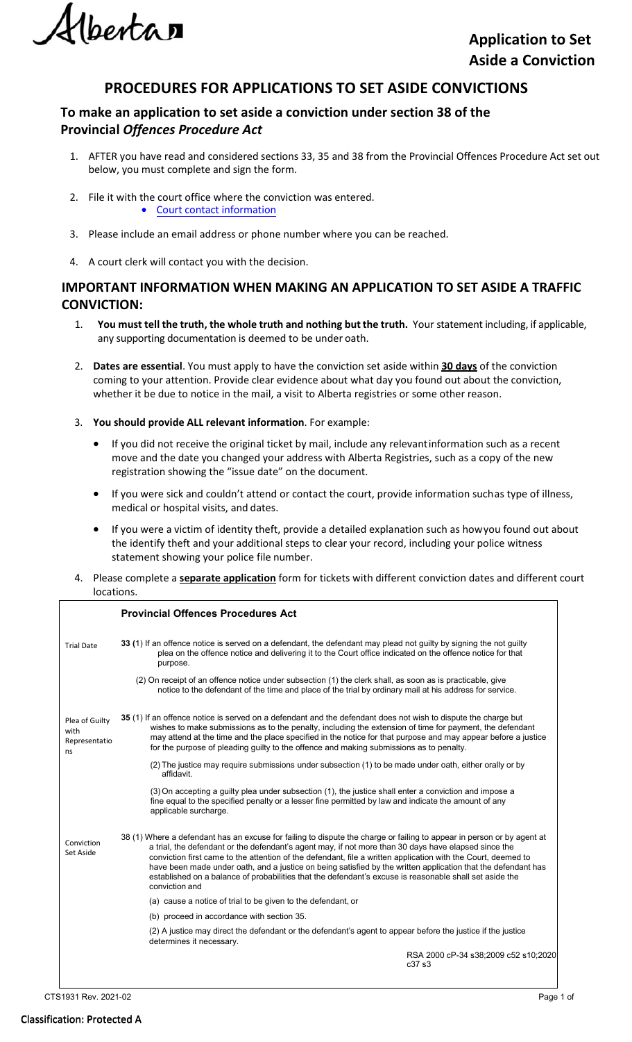Alberta

# Application to Set Aside a Conviction

## PROCEDURES FOR APPLICATIONS TO SET ASIDE CONVICTIONS

### To make an application to set aside a conviction under section 38 of the Provincial *Offences Procedure Act*

1. AFTER you have read and considered sections 33, 35 and 38 from the Provincial Offences Procedure Act set out below, you must complete and sign the form.
2. File it with the court office where the conviction was entered.
   - Court contact information
3. Please include an email address or phone number where you can be reached.
4. A court clerk will contact you with the decision.

### IMPORTANT INFORMATION WHEN MAKING AN APPLICATION TO SET ASIDE A TRAFFIC CONVICTION:

1. **You must tell the truth, the whole truth and nothing but the truth.** Your statement including, if applicable, any supporting documentation is deemed to be under oath.
2. **Dates are essential**. You must apply to have the conviction set aside within **30 days** of the conviction coming to your attention. Provide clear evidence about what day you found out about the conviction, whether it be due to notice in the mail, a visit to Alberta registries or some other reason.
3. **You should provide ALL relevant information**. For example:
   - If you did not receive the original ticket by mail, include any relevant information such as a recent move and the date you changed your address with Alberta Registries, such as a copy of the new registration showing the "issue date" on the document.
   - If you were sick and couldn't attend or contact the court, provide information such as type of illness, medical or hospital visits, and dates.
   - If you were a victim of identity theft, provide a detailed explanation such as how you found out about the identify theft and your additional steps to clear your record, including your police witness statement showing your police file number.
4. Please complete a **separate application** form for tickets with different conviction dates and different court locations.

**Provincial Offences Procedures Act**

*Trial Date*

**33** (1) If an offence notice is served on a defendant, the defendant may plead not guilty by signing the not guilty plea on the offence notice and delivering it to the Court office indicated on the offence notice for that purpose.

(2) On receipt of an offence notice under subsection (1) the clerk shall, as soon as is practicable, give notice to the defendant of the time and place of the trial by ordinary mail at his address for service.

*Plea of Guilty with Representations*

**35** (1) If an offence notice is served on a defendant and the defendant does not wish to dispute the charge but wishes to make submissions as to the penalty, including the extension of time for payment, the defendant may attend at the time and the place specified in the notice for that purpose and may appear before a justice for the purpose of pleading guilty to the offence and making submissions as to penalty.

(2) The justice may require submissions under subsection (1) to be made under oath, either orally or by affidavit.

(3) On accepting a guilty plea under subsection (1), the justice shall enter a conviction and impose a fine equal to the specified penalty or a lesser fine permitted by law and indicate the amount of any applicable surcharge.

*Conviction Set Aside*

38 (1) Where a defendant has an excuse for failing to dispute the charge or failing to appear in person or by agent at a trial, the defendant or the defendant's agent may, if not more than 30 days have elapsed since the conviction first came to the attention of the defendant, file a written application with the Court, deemed to have been made under oath, and a justice on being satisfied by the written application that the defendant has established on a balance of probabilities that the defendant's excuse is reasonable shall set aside the conviction and

(a) cause a notice of trial to be given to the defendant, or

(b) proceed in accordance with section 35.

(2) A justice may direct the defendant or the defendant's agent to appear before the justice if the justice determines it necessary.

RSA 2000 cP-34 s38;2009 c52 s10;2020 c37 s3

CTS1931 Rev. 2021-02

Classification: Protected A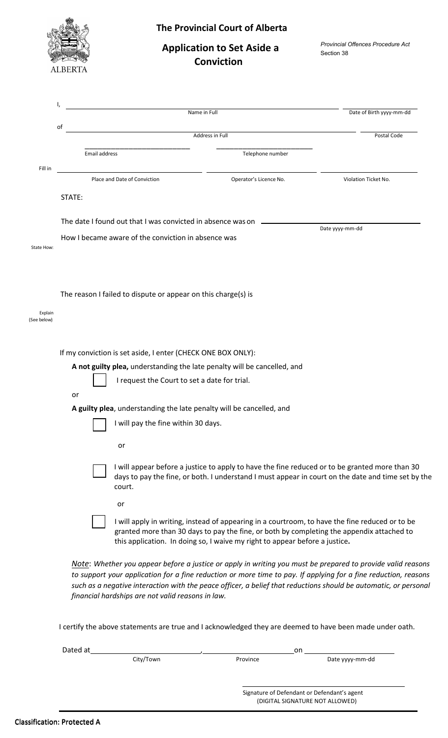ALBERTA

# The Provincial Court of Alberta

## Application to Set Aside a Conviction

*Provincial Offences Procedure Act*
Section 38

I, ______________________________ Name in Full ______________________________ Date of Birth yyyy-mm-dd

of ______________________________ Address in Full ______________________________ Postal Code

______________________________ Email address ______________________________ Telephone number

Fill in ______________________________ Place and Date of Conviction ______________________________ Operator's Licence No. ______________________________ Violation Ticket No.

STATE:

The date I found out that I was convicted in absence was on ______________________________ Date yyyy-mm-dd

State How: How I became aware of the conviction in absence was

Explain (See below): The reason I failed to dispute or appear on this charge(s) is

If my conviction is set aside, I enter (CHECK ONE BOX ONLY):

**A not guilty plea,** understanding the late penalty will be cancelled, and

- ☐ I request the Court to set a date for trial.

or

**A guilty plea**, understanding the late penalty will be cancelled, and

- ☐ I will pay the fine within 30 days.

  or

- ☐ I will appear before a justice to apply to have the fine reduced or to be granted more than 30 days to pay the fine, or both. I understand I must appear in court on the date and time set by the court.

  or

- ☐ I will apply in writing, instead of appearing in a courtroom, to have the fine reduced or to be granted more than 30 days to pay the fine, or both by completing the appendix attached to this application. In doing so, I waive my right to appear before a justice**.**

*Note: Whether you appear before a justice or apply in writing you must be prepared to provide valid reasons to support your application for a fine reduction or more time to pay. If applying for a fine reduction, reasons such as a negative interaction with the peace officer, a belief that reductions should be automatic, or personal financial hardships are not valid reasons in law.*

I certify the above statements are true and I acknowledged they are deemed to have been made under oath.

Dated at ______________________________ City/Town, ______________________________ Province on ______________________________ Date yyyy-mm-dd

______________________________
Signature of Defendant or Defendant's agent
(DIGITAL SIGNATURE NOT ALLOWED)

Classification: Protected A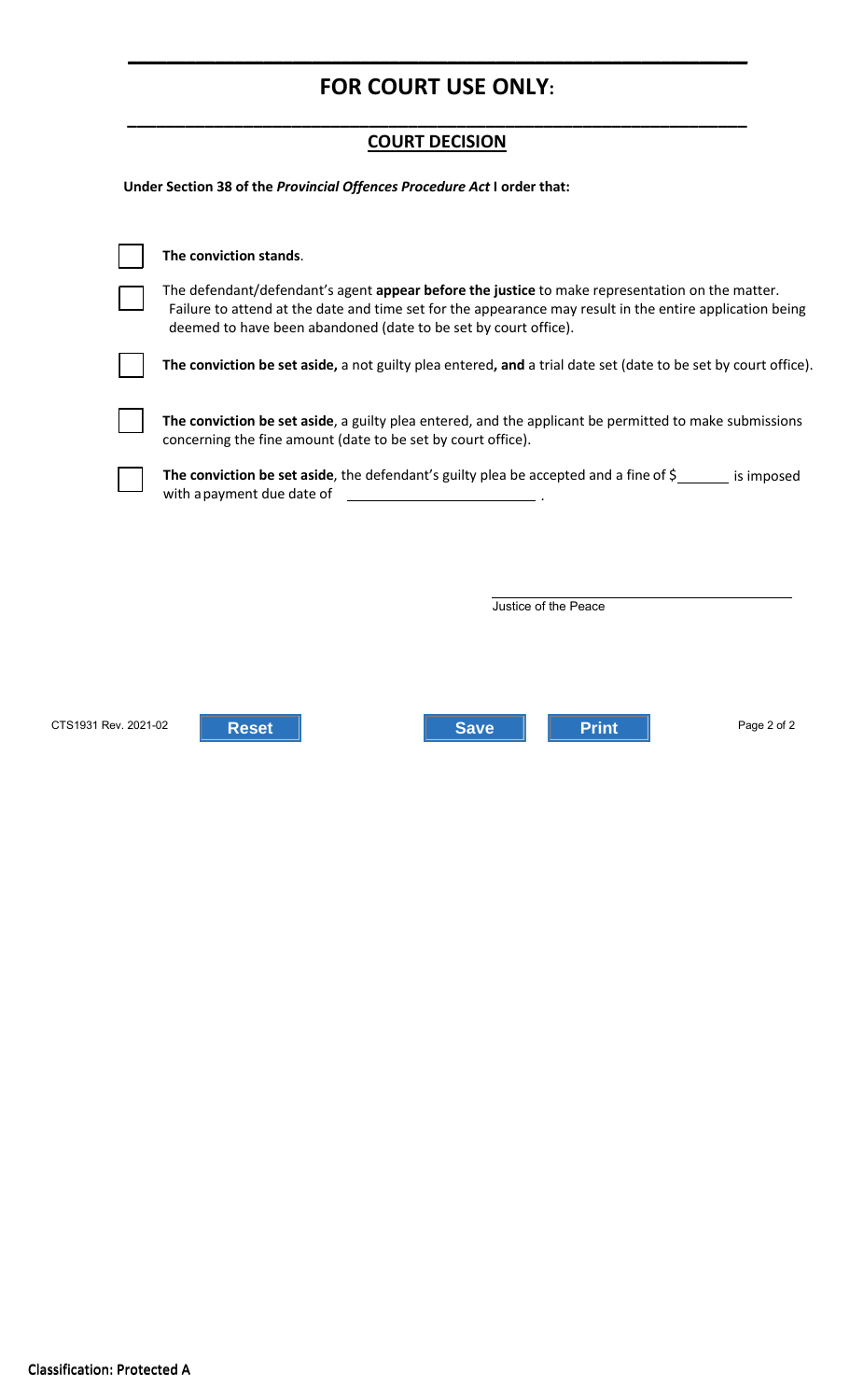## FOR COURT USE ONLY:

### COURT DECISION

**Under Section 38 of the *Provincial Offences Procedure Act* I order that:**

- ☐ **The conviction stands**.
- ☐ The defendant/defendant's agent **appear before the justice** to make representation on the matter. Failure to attend at the date and time set for the appearance may result in the entire application being deemed to have been abandoned (date to be set by court office).
- ☐ **The conviction be set aside,** a not guilty plea entered**, and** a trial date set (date to be set by court office).
- ☐ **The conviction be set aside**, a guilty plea entered, and the applicant be permitted to make submissions concerning the fine amount (date to be set by court office).
- ☐ **The conviction be set aside**, the defendant's guilty plea be accepted and a fine of $______ is imposed with a payment due date of ________________________ .

_________________________________
Justice of the Peace

CTS1931 Rev. 2021-02

Classification: Protected A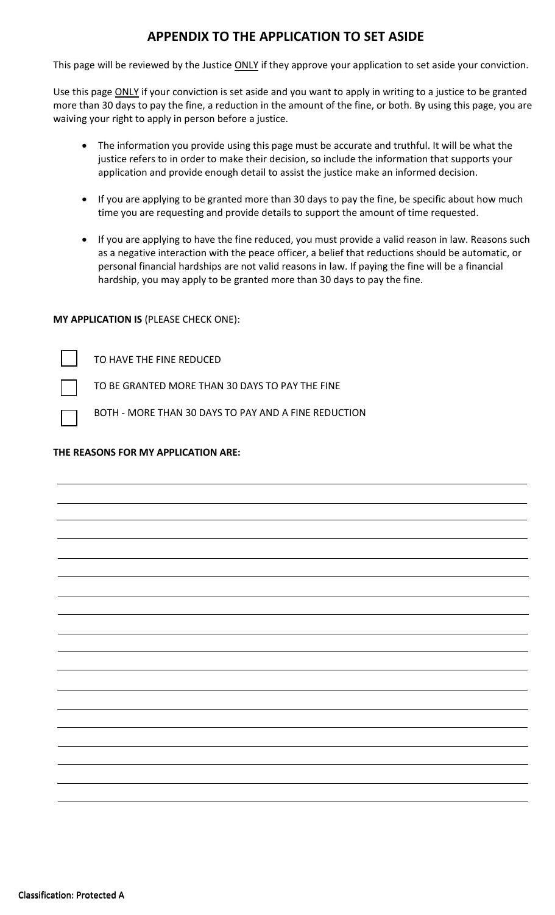# APPENDIX TO THE APPLICATION TO SET ASIDE

This page will be reviewed by the Justice ONLY if they approve your application to set aside your conviction.

Use this page ONLY if your conviction is set aside and you want to apply in writing to a justice to be granted more than 30 days to pay the fine, a reduction in the amount of the fine, or both. By using this page, you are waiving your right to apply in person before a justice.

- The information you provide using this page must be accurate and truthful. It will be what the justice refers to in order to make their decision, so include the information that supports your application and provide enough detail to assist the justice make an informed decision.
- If you are applying to be granted more than 30 days to pay the fine, be specific about how much time you are requesting and provide details to support the amount of time requested.
- If you are applying to have the fine reduced, you must provide a valid reason in law. Reasons such as a negative interaction with the peace officer, a belief that reductions should be automatic, or personal financial hardships are not valid reasons in law. If paying the fine will be a financial hardship, you may apply to be granted more than 30 days to pay the fine.

**MY APPLICATION IS** (PLEASE CHECK ONE):

☐ TO HAVE THE FINE REDUCED

☐ TO BE GRANTED MORE THAN 30 DAYS TO PAY THE FINE

☐ BOTH - MORE THAN 30 DAYS TO PAY AND A FINE REDUCTION

**THE REASONS FOR MY APPLICATION ARE:**

______________________________________________________________________

______________________________________________________________________

______________________________________________________________________

______________________________________________________________________

______________________________________________________________________

______________________________________________________________________

______________________________________________________________________

______________________________________________________________________

______________________________________________________________________

______________________________________________________________________

______________________________________________________________________

______________________________________________________________________

______________________________________________________________________

______________________________________________________________________

______________________________________________________________________

______________________________________________________________________

______________________________________________________________________

______________________________________________________________________

Classification: Protected A